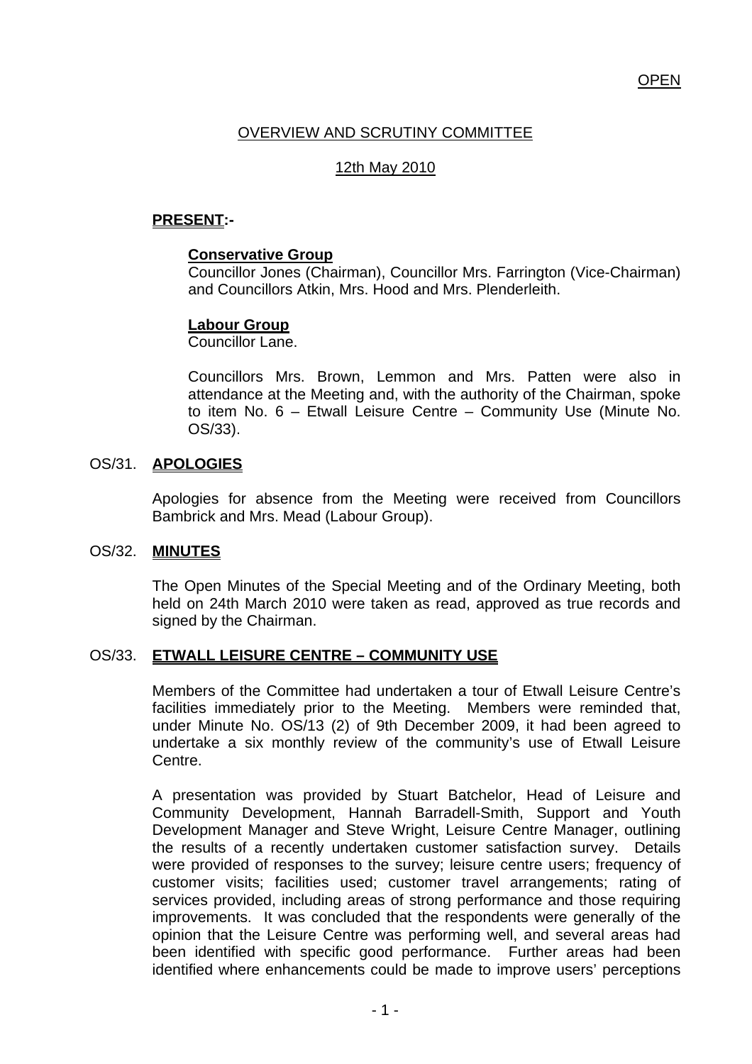OPEN

# OVERVIEW AND SCRUTINY COMMITTEE

## 12th May 2010

**PRESENT:-**

**Conservative Group**
Councillor Jones (Chairman), Councillor Mrs. Farrington (Vice-Chairman) and Councillors Atkin, Mrs. Hood and Mrs. Plenderleith.

**Labour Group**
Councillor Lane.

Councillors Mrs. Brown, Lemmon and Mrs. Patten were also in attendance at the Meeting and, with the authority of the Chairman, spoke to item No. 6 – Etwall Leisure Centre – Community Use (Minute No. OS/33).

### OS/31. APOLOGIES

Apologies for absence from the Meeting were received from Councillors Bambrick and Mrs. Mead (Labour Group).

### OS/32. MINUTES

The Open Minutes of the Special Meeting and of the Ordinary Meeting, both held on 24th March 2010 were taken as read, approved as true records and signed by the Chairman.

### OS/33. ETWALL LEISURE CENTRE – COMMUNITY USE

Members of the Committee had undertaken a tour of Etwall Leisure Centre's facilities immediately prior to the Meeting. Members were reminded that, under Minute No. OS/13 (2) of 9th December 2009, it had been agreed to undertake a six monthly review of the community's use of Etwall Leisure Centre.

A presentation was provided by Stuart Batchelor, Head of Leisure and Community Development, Hannah Barradell-Smith, Support and Youth Development Manager and Steve Wright, Leisure Centre Manager, outlining the results of a recently undertaken customer satisfaction survey. Details were provided of responses to the survey; leisure centre users; frequency of customer visits; facilities used; customer travel arrangements; rating of services provided, including areas of strong performance and those requiring improvements. It was concluded that the respondents were generally of the opinion that the Leisure Centre was performing well, and several areas had been identified with specific good performance. Further areas had been identified where enhancements could be made to improve users' perceptions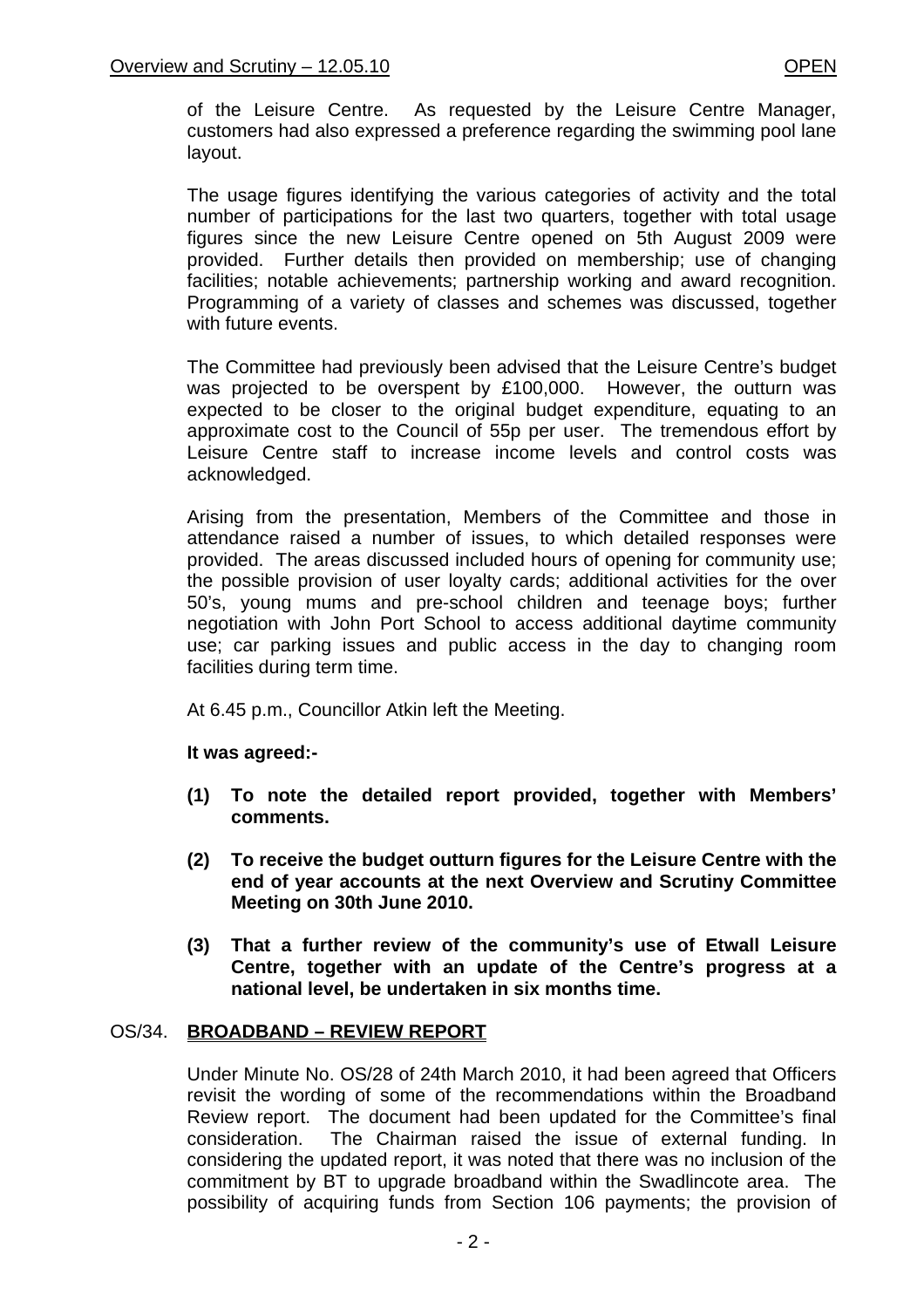of the Leisure Centre. As requested by the Leisure Centre Manager, customers had also expressed a preference regarding the swimming pool lane layout.

The usage figures identifying the various categories of activity and the total number of participations for the last two quarters, together with total usage figures since the new Leisure Centre opened on 5th August 2009 were provided. Further details then provided on membership; use of changing facilities; notable achievements; partnership working and award recognition. Programming of a variety of classes and schemes was discussed, together with future events.

The Committee had previously been advised that the Leisure Centre's budget was projected to be overspent by £100,000. However, the outturn was expected to be closer to the original budget expenditure, equating to an approximate cost to the Council of 55p per user. The tremendous effort by Leisure Centre staff to increase income levels and control costs was acknowledged.

Arising from the presentation, Members of the Committee and those in attendance raised a number of issues, to which detailed responses were provided. The areas discussed included hours of opening for community use; the possible provision of user loyalty cards; additional activities for the over 50's, young mums and pre-school children and teenage boys; further negotiation with John Port School to access additional daytime community use; car parking issues and public access in the day to changing room facilities during term time.

At 6.45 p.m., Councillor Atkin left the Meeting.

**It was agreed:-**

**(1) To note the detailed report provided, together with Members' comments.**

**(2) To receive the budget outturn figures for the Leisure Centre with the end of year accounts at the next Overview and Scrutiny Committee Meeting on 30th June 2010.**

**(3) That a further review of the community's use of Etwall Leisure Centre, together with an update of the Centre's progress at a national level, be undertaken in six months time.**

## OS/34. BROADBAND – REVIEW REPORT

Under Minute No. OS/28 of 24th March 2010, it had been agreed that Officers revisit the wording of some of the recommendations within the Broadband Review report. The document had been updated for the Committee's final consideration. The Chairman raised the issue of external funding. In considering the updated report, it was noted that there was no inclusion of the commitment by BT to upgrade broadband within the Swadlincote area. The possibility of acquiring funds from Section 106 payments; the provision of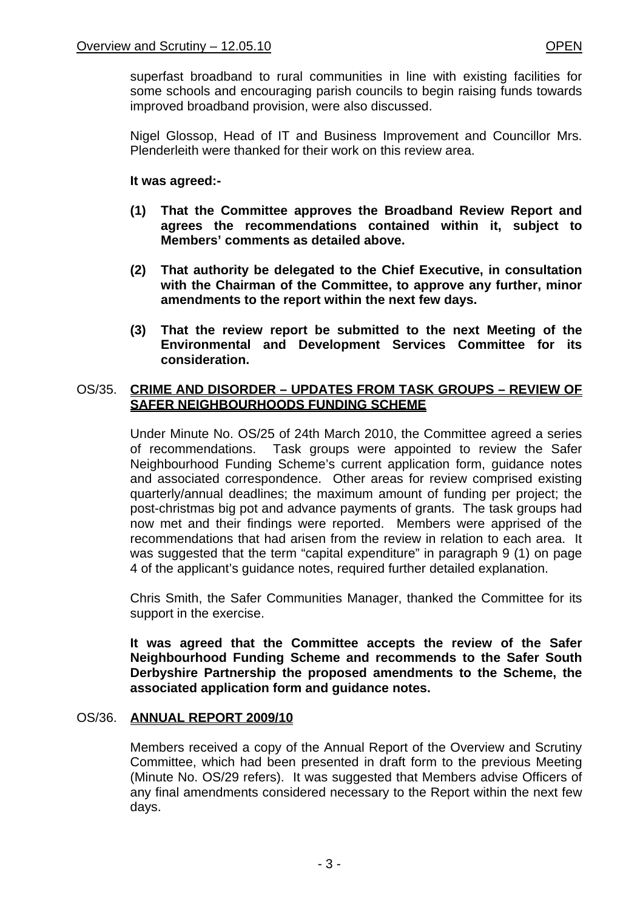superfast broadband to rural communities in line with existing facilities for some schools and encouraging parish councils to begin raising funds towards improved broadband provision, were also discussed.

Nigel Glossop, Head of IT and Business Improvement and Councillor Mrs. Plenderleith were thanked for their work on this review area.

**It was agreed:-**

**(1) That the Committee approves the Broadband Review Report and agrees the recommendations contained within it, subject to Members' comments as detailed above.**

**(2) That authority be delegated to the Chief Executive, in consultation with the Chairman of the Committee, to approve any further, minor amendments to the report within the next few days.**

**(3) That the review report be submitted to the next Meeting of the Environmental and Development Services Committee for its consideration.**

## OS/35. CRIME AND DISORDER – UPDATES FROM TASK GROUPS – REVIEW OF SAFER NEIGHBOURHOODS FUNDING SCHEME

Under Minute No. OS/25 of 24th March 2010, the Committee agreed a series of recommendations. Task groups were appointed to review the Safer Neighbourhood Funding Scheme's current application form, guidance notes and associated correspondence. Other areas for review comprised existing quarterly/annual deadlines; the maximum amount of funding per project; the post-christmas big pot and advance payments of grants. The task groups had now met and their findings were reported. Members were apprised of the recommendations that had arisen from the review in relation to each area. It was suggested that the term "capital expenditure" in paragraph 9 (1) on page 4 of the applicant's guidance notes, required further detailed explanation.

Chris Smith, the Safer Communities Manager, thanked the Committee for its support in the exercise.

**It was agreed that the Committee accepts the review of the Safer Neighbourhood Funding Scheme and recommends to the Safer South Derbyshire Partnership the proposed amendments to the Scheme, the associated application form and guidance notes.**

## OS/36. ANNUAL REPORT 2009/10

Members received a copy of the Annual Report of the Overview and Scrutiny Committee, which had been presented in draft form to the previous Meeting (Minute No. OS/29 refers). It was suggested that Members advise Officers of any final amendments considered necessary to the Report within the next few days.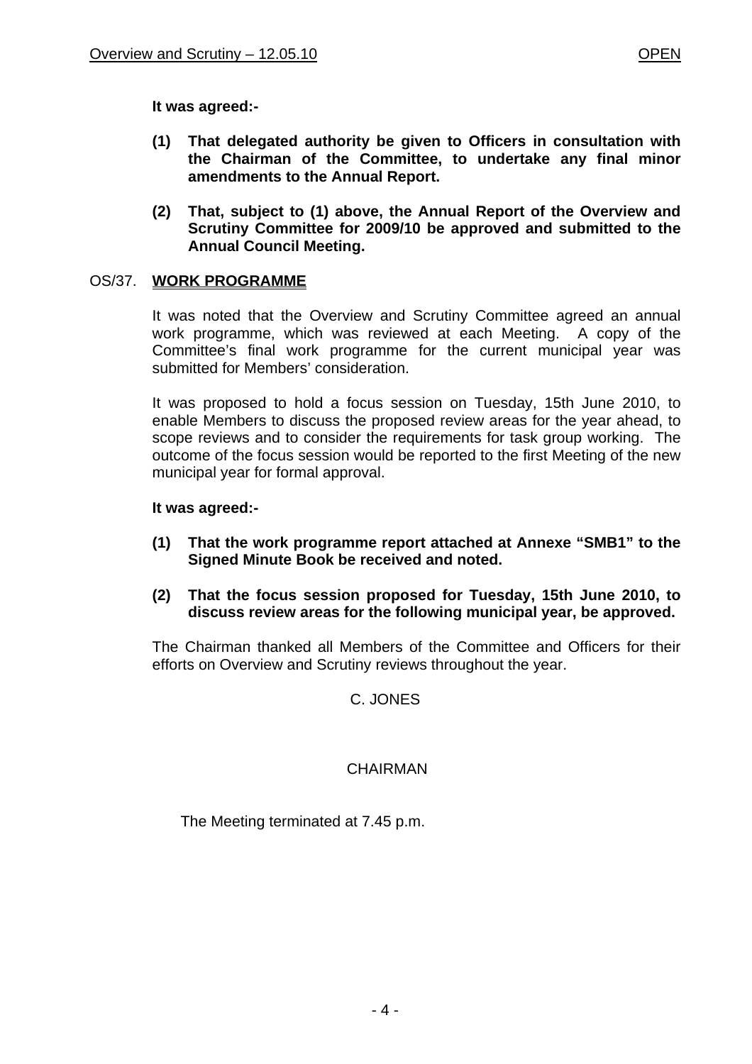**It was agreed:-**

**(1) That delegated authority be given to Officers in consultation with the Chairman of the Committee, to undertake any final minor amendments to the Annual Report.**

**(2) That, subject to (1) above, the Annual Report of the Overview and Scrutiny Committee for 2009/10 be approved and submitted to the Annual Council Meeting.**

## OS/37. WORK PROGRAMME

It was noted that the Overview and Scrutiny Committee agreed an annual work programme, which was reviewed at each Meeting. A copy of the Committee's final work programme for the current municipal year was submitted for Members' consideration.

It was proposed to hold a focus session on Tuesday, 15th June 2010, to enable Members to discuss the proposed review areas for the year ahead, to scope reviews and to consider the requirements for task group working. The outcome of the focus session would be reported to the first Meeting of the new municipal year for formal approval.

**It was agreed:-**

**(1) That the work programme report attached at Annexe "SMB1" to the Signed Minute Book be received and noted.**

**(2) That the focus session proposed for Tuesday, 15th June 2010, to discuss review areas for the following municipal year, be approved.**

The Chairman thanked all Members of the Committee and Officers for their efforts on Overview and Scrutiny reviews throughout the year.

C. JONES

CHAIRMAN

The Meeting terminated at 7.45 p.m.